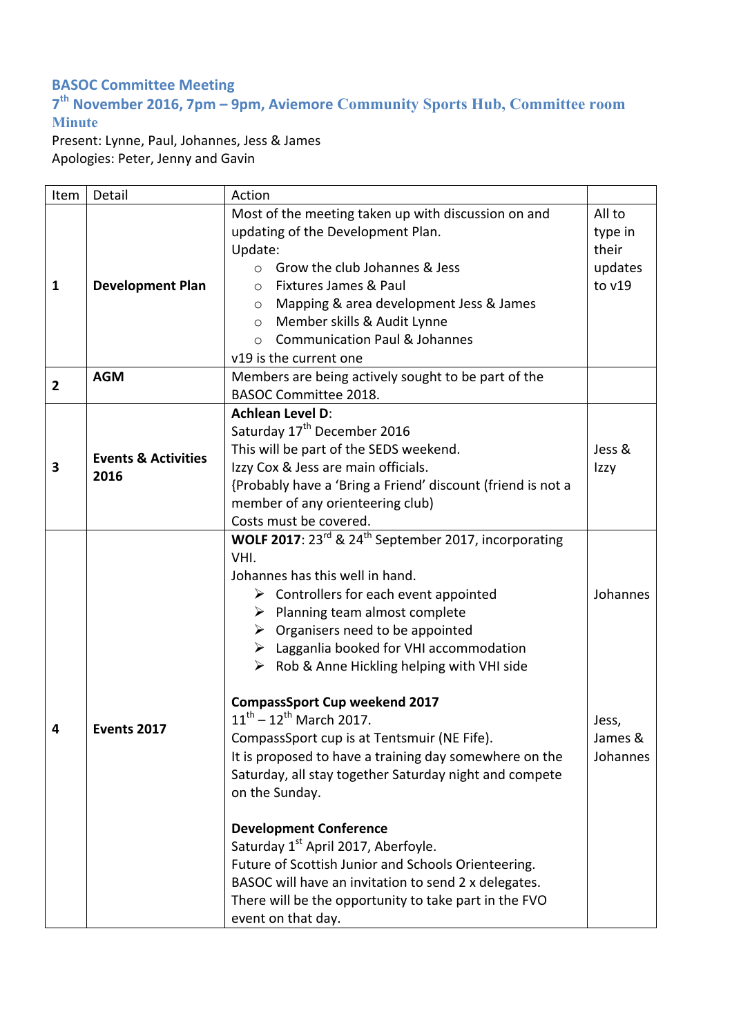## BASOC Committee Meeting

### 7th November 2016, 7pm – 9pm, Aviemore Community Sports Hub, Committee room

### Minute

Present: Lynne, Paul, Johannes, Jess & James
Apologies: Peter, Jenny and Gavin

| Item | Detail | Action | |
|---|---|---|---|
| 1 | **Development Plan** | Most of the meeting taken up with discussion on and updating of the Development Plan.<br>Update:<br>○ Grow the club Johannes & Jess<br>○ Fixtures James & Paul<br>○ Mapping & area development Jess & James<br>○ Member skills & Audit Lynne<br>○ Communication Paul & Johannes<br>v19 is the current one | All to type in their updates to v19 |
| 2 | **AGM** | Members are being actively sought to be part of the BASOC Committee 2018. | |
| 3 | **Events & Activities 2016** | **Achlean Level D**:<br>Saturday 17th December 2016<br>This will be part of the SEDS weekend.<br>Izzy Cox & Jess are main officials.<br>{Probably have a 'Bring a Friend' discount (friend is not a member of any orienteering club)<br>Costs must be covered. | Jess & Izzy |
| 4 | **Events 2017** | **WOLF 2017**: 23rd & 24th September 2017, incorporating VHI.<br>Johannes has this well in hand.<br>➢ Controllers for each event appointed<br>➢ Planning team almost complete<br>➢ Organisers need to be appointed<br>➢ Lagganlia booked for VHI accommodation<br>➢ Rob & Anne Hickling helping with VHI side<br><br>**CompassSport Cup weekend 2017**<br>11th – 12th March 2017.<br>CompassSport cup is at Tentsmuir (NE Fife).<br>It is proposed to have a training day somewhere on the Saturday, all stay together Saturday night and compete on the Sunday.<br><br>**Development Conference**<br>Saturday 1st April 2017, Aberfoyle.<br>Future of Scottish Junior and Schools Orienteering.<br>BASOC will have an invitation to send 2 x delegates.<br>There will be the opportunity to take part in the FVO event on that day. | Johannes<br><br><br><br><br><br><br>Jess, James & Johannes |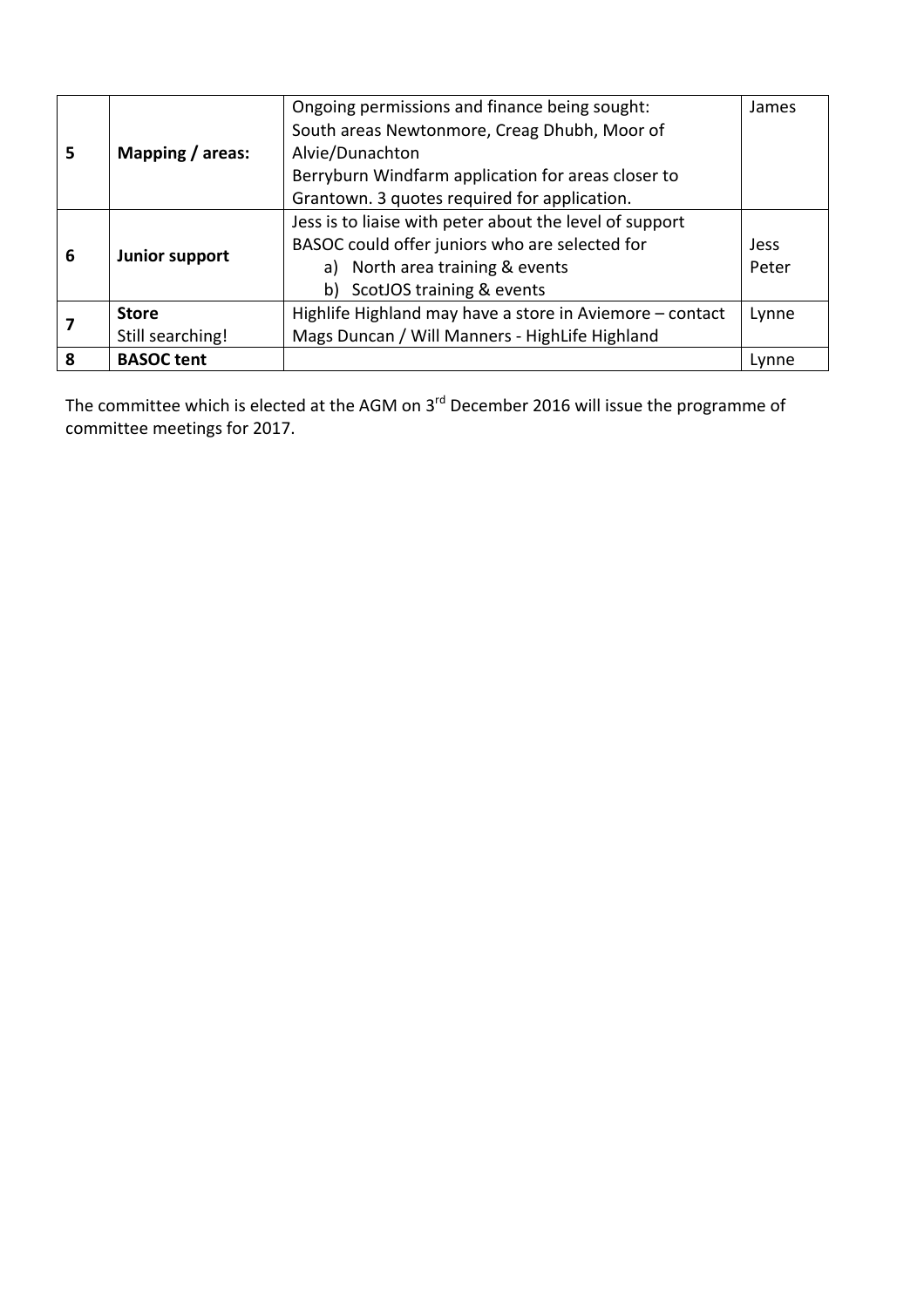| | | | |
|---|---|---|---|
| 5 | **Mapping / areas:** | Ongoing permissions and finance being sought:<br>South areas Newtonmore, Creag Dhubh, Moor of Alvie/Dunachton<br>Berryburn Windfarm application for areas closer to Grantown. 3 quotes required for application. | James |
| 6 | **Junior support** | Jess is to liaise with peter about the level of support BASOC could offer juniors who are selected for<br>a) North area training & events<br>b) ScotJOS training & events | Jess<br>Peter |
| 7 | **Store**<br>Still searching! | Highlife Highland may have a store in Aviemore – contact Mags Duncan / Will Manners - HighLife Highland | Lynne |
| 8 | **BASOC tent** | | Lynne |

The committee which is elected at the AGM on 3rd December 2016 will issue the programme of committee meetings for 2017.